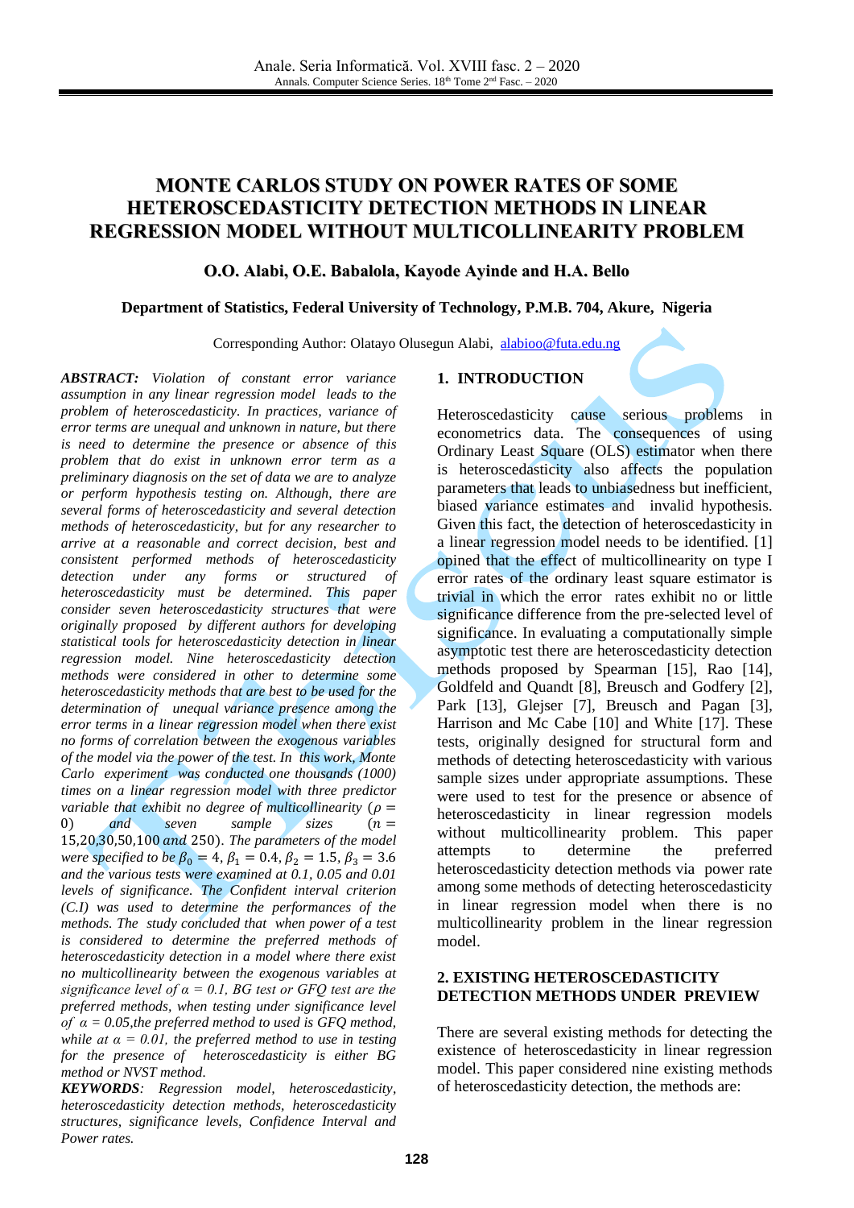# MONTE CARLOS STUDY ON POWER RATES OF SOME HETEROSCEDASTICITY DETECTION METHODS IN LINEAR REGRESSION MODEL WITHOUT MULTICOLLINEARITY PROBLEM

**O.O. Alabi, O.E. Babalola, Kayode Ayinde and H.A. Bello**

**Department of Statistics, Federal University of Technology, P.M.B. 704, Akure, Nigeria**

Corresponding Author: Olatayo Olusegun Alabi, alabioo@futa.edu.ng

***ABSTRACT:*** *Violation of constant error variance assumption in any linear regression model leads to the problem of heteroscedasticity. In practices, variance of error terms are unequal and unknown in nature, but there is need to determine the presence or absence of this problem that do exist in unknown error term as a preliminary diagnosis on the set of data we are to analyze or perform hypothesis testing on. Although, there are several forms of heteroscedasticity and several detection methods of heteroscedasticity, but for any researcher to arrive at a reasonable and correct decision, best and consistent performed methods of heteroscedasticity detection under any forms or structured of heteroscedasticity must be determined. This paper consider seven heteroscedasticity structures that were originally proposed by different authors for developing statistical tools for heteroscedasticity detection in linear regression model. Nine heteroscedasticity detection methods were considered in other to determine some heteroscedasticity methods that are best to be used for the determination of unequal variance presence among the error terms in a linear regression model when there exist no forms of correlation between the exogenous variables of the model via the power of the test. In this work, Monte Carlo experiment was conducted one thousands (1000) times on a linear regression model with three predictor variable that exhibit no degree of multicollinearity ($\rho = 0$) and seven sample sizes ($n = 15, 20, 30, 50, 100$ and $250$). The parameters of the model were specified to be $\beta_0 = 4$, $\beta_1 = 0.4$, $\beta_2 = 1.5$, $\beta_3 = 3.6$ and the various tests were examined at 0.1, 0.05 and 0.01 levels of significance. The Confident interval criterion (C.I) was used to determine the performances of the methods. The study concluded that when power of a test is considered to determine the preferred methods of heteroscedasticity detection in a model where there exist no multicollinearity between the exogenous variables at significance level of $\alpha = 0.1$, BG test or GFQ test are the preferred methods, when testing under significance level of $\alpha = 0.05$, the preferred method to used is GFQ method, while at $\alpha = 0.01$, the preferred method to use in testing for the presence of heteroscedasticity is either BG method or NVST method.*

***KEYWORDS****: Regression model, heteroscedasticity, heteroscedasticity detection methods, heteroscedasticity structures, significance levels, Confidence Interval and Power rates.*

## 1. INTRODUCTION

Heteroscedasticity cause serious problems in econometrics data. The consequences of using Ordinary Least Square (OLS) estimator when there is heteroscedasticity also affects the population parameters that leads to unbiasedness but inefficient, biased variance estimates and invalid hypothesis. Given this fact, the detection of heteroscedasticity in a linear regression model needs to be identified. [1] opined that the effect of multicollinearity on type I error rates of the ordinary least square estimator is trivial in which the error rates exhibit no or little significance difference from the pre-selected level of significance. In evaluating a computationally simple asymptotic test there are heteroscedasticity detection methods proposed by Spearman [15], Rao [14], Goldfeld and Quandt [8], Breusch and Godfrey [2], Park [13], Glejser [7], Breusch and Pagan [3], Harrison and Mc Cabe [10] and White [17]. These tests, originally designed for structural form and methods of detecting heteroscedasticity with various sample sizes under appropriate assumptions. These were used to test for the presence or absence of heteroscedasticity in linear regression models without multicollinearity problem. This paper attempts to determine the preferred heteroscedasticity detection methods via power rate among some methods of detecting heteroscedasticity in linear regression model when there is no multicollinearity problem in the linear regression model.

## 2. EXISTING HETEROSCEDASTICITY DETECTION METHODS UNDER PREVIEW

There are several existing methods for detecting the existence of heteroscedasticity in linear regression model. This paper considered nine existing methods of heteroscedasticity detection, the methods are: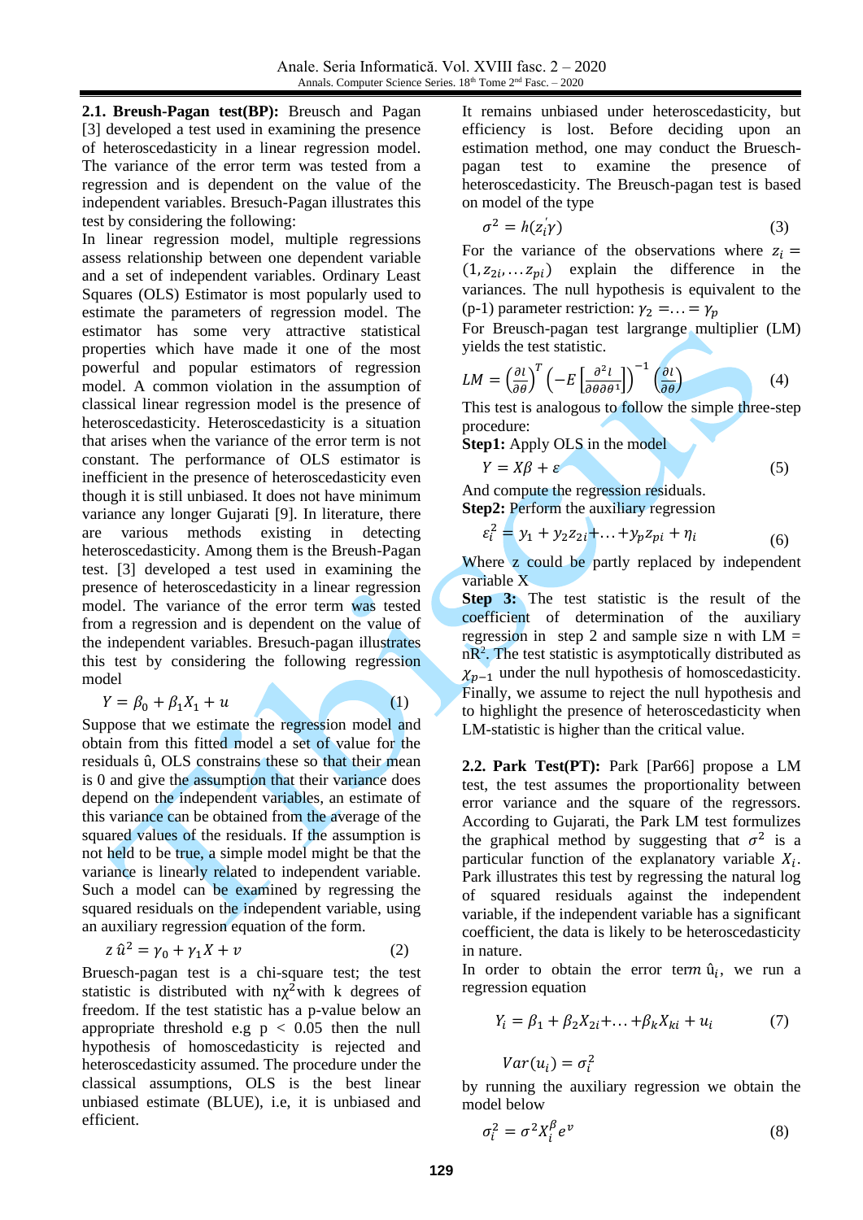**2.1. Breush-Pagan test(BP):** Breusch and Pagan [3] developed a test used in examining the presence of heteroscedasticity in a linear regression model. The variance of the error term was tested from a regression and is dependent on the value of the independent variables. Bresuch-Pagan illustrates this test by considering the following:

In linear regression model, multiple regressions assess relationship between one dependent variable and a set of independent variables. Ordinary Least Squares (OLS) Estimator is most popularly used to estimate the parameters of regression model. The estimator has some very attractive statistical properties which have made it one of the most powerful and popular estimators of regression model. A common violation in the assumption of classical linear regression model is the presence of heteroscedasticity. Heteroscedasticity is a situation that arises when the variance of the error term is not constant. The performance of OLS estimator is inefficient in the presence of heteroscedasticity even though it is still unbiased. It does not have minimum variance any longer Gujarati [9]. In literature, there are various methods existing in detecting heteroscedasticity. Among them is the Breush-Pagan test. [3] developed a test used in examining the presence of heteroscedasticity in a linear regression model. The variance of the error term was tested from a regression and is dependent on the value of the independent variables. Bresuch-pagan illustrates this test by considering the following regression model

$$Y = \beta_0 + \beta_1 X_1 + u \tag{1}$$

Suppose that we estimate the regression model and obtain from this fitted model a set of value for the residuals û, OLS constrains these so that their mean is 0 and give the assumption that their variance does depend on the independent variables, an estimate of this variance can be obtained from the average of the squared values of the residuals. If the assumption is not held to be true, a simple model might be that the variance is linearly related to independent variable. Such a model can be examined by regressing the squared residuals on the independent variable, using an auxiliary regression equation of the form.

$$z\,\hat{u}^2 = \gamma_0 + \gamma_1 X + v \tag{2}$$

Bruesch-pagan test is a chi-square test; the test statistic is distributed with $n\chi^2$with k degrees of freedom. If the test statistic has a p-value below an appropriate threshold e.g $p < 0.05$ then the null hypothesis of homoscedasticity is rejected and heteroscedasticity assumed. The procedure under the classical assumptions, OLS is the best linear unbiased estimate (BLUE), i.e, it is unbiased and efficient. It remains unbiased under heteroscedasticity, but efficiency is lost. Before deciding upon an estimation method, one may conduct the Bruesch-pagan test to examine the presence of heteroscedasticity. The Breusch-pagan test is based on model of the type

$$\sigma^2 = h(z_i'\gamma) \tag{3}$$

For the variance of the observations where $z_i = (1, z_{2i}, \ldots z_{pi})$ explain the difference in the variances. The null hypothesis is equivalent to the (p-1) parameter restriction: $\gamma_2 = \ldots = \gamma_p$

For Breusch-pagan test largrange multiplier (LM) yields the test statistic.

$$LM = \left(\frac{\partial l}{\partial \theta}\right)^T \left(-E\left[\frac{\partial^2 l}{\partial \theta \partial \theta^1}\right]\right)^{-1} \left(\frac{\partial l}{\partial \theta}\right) \tag{4}$$

This test is analogous to follow the simple three-step procedure:

**Step1:** Apply OLS in the model

$$Y = X\beta + \varepsilon \tag{5}$$

And compute the regression residuals.

**Step2:** Perform the auxiliary regression

$$\varepsilon_i^2 = y_1 + y_2 z_{2i} + \ldots + y_p z_{pi} + \eta_i \tag{6}$$

Where z could be partly replaced by independent variable X

**Step 3:** The test statistic is the result of the coefficient of determination of the auxiliary regression in step 2 and sample size n with LM = $nR^2$. The test statistic is asymptotically distributed as $\chi_{p-1}$ under the null hypothesis of homoscedasticity. Finally, we assume to reject the null hypothesis and to highlight the presence of heteroscedasticity when LM-statistic is higher than the critical value.

**2.2. Park Test(PT):** Park [Par66] propose a LM test, the test assumes the proportionality between error variance and the square of the regressors. According to Gujarati, the Park LM test formulizes the graphical method by suggesting that $\sigma^2$ is a particular function of the explanatory variable $X_i$. Park illustrates this test by regressing the natural log of squared residuals against the independent variable, if the independent variable has a significant coefficient, the data is likely to be heteroscedasticity in nature.

In order to obtain the error term $\hat{u}_i$, we run a regression equation

$$Y_i = \beta_1 + \beta_2 X_{2i} + \ldots + \beta_k X_{ki} + u_i \tag{7}$$

$$Var(u_i) = \sigma_i^2$$

by running the auxiliary regression we obtain the model below

$$\sigma_i^2 = \sigma^2 X_i^{\beta} e^{v} \tag{8}$$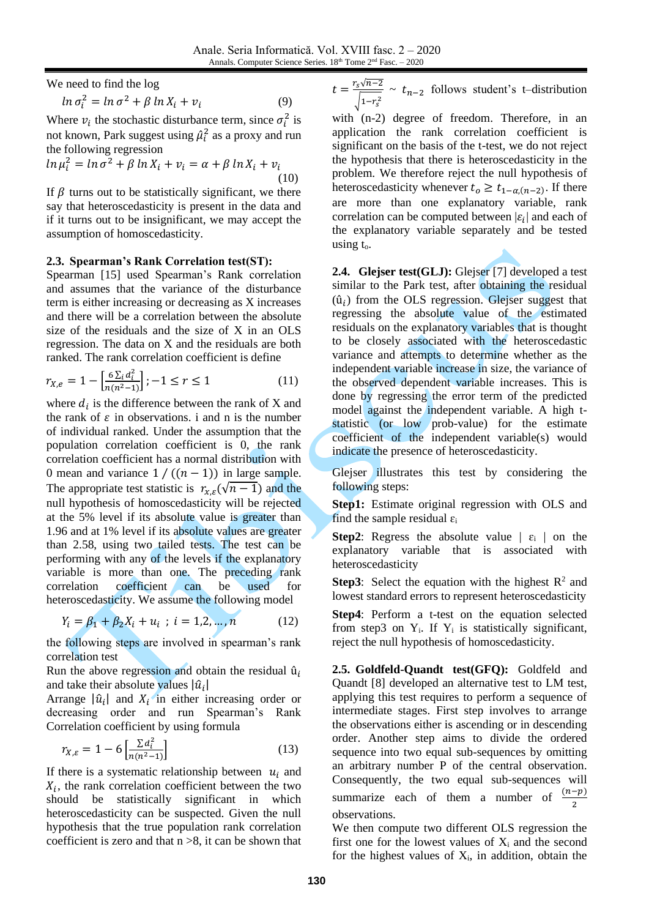We need to find the log

$$\ln \sigma_i^2 = \ln \sigma^2 + \beta \ln X_i + v_i \qquad (9)$$

Where $v_i$ the stochastic disturbance term, since $\sigma_i^2$ is not known, Park suggest using $\hat{\mu}_i^2$ as a proxy and run the following regression

$$\ln \mu_i^2 = \ln \sigma^2 + \beta \ln X_i + v_i = \alpha + \beta \ln X_i + v_i \qquad (10)$$

If $\beta$ turns out to be statistically significant, we there say that heteroscedasticity is present in the data and if it turns out to be insignificant, we may accept the assumption of homoscedasticity.

### 2.3. Spearman's Rank Correlation test(ST):

Spearman [15] used Spearman's Rank correlation and assumes that the variance of the disturbance term is either increasing or decreasing as X increases and there will be a correlation between the absolute size of the residuals and the size of X in an OLS regression. The data on X and the residuals are both ranked. The rank correlation coefficient is define

$$r_{X,e} = 1 - \left[\frac{6\sum_i d_i^2}{n(n^2-1)}\right]; -1 \leq r \leq 1 \qquad (11)$$

where $d_i$ is the difference between the rank of X and the rank of $\varepsilon$ in observations. i and n is the number of individual ranked. Under the assumption that the population correlation coefficient is 0, the rank correlation coefficient has a normal distribution with 0 mean and variance $1 / ((n-1))$ in large sample. The appropriate test statistic is $r_{x,\varepsilon}(\sqrt{n-1})$ and the null hypothesis of homoscedasticity will be rejected at the 5% level if its absolute value is greater than 1.96 and at 1% level if its absolute values are greater than 2.58, using two tailed tests. The test can be performing with any of the levels if the explanatory variable is more than one. The preceding rank correlation coefficient can be used for heteroscedasticity. We assume the following model

$$Y_i = \beta_1 + \beta_2 X_i + u_i \ ; \ i = 1,2,\ldots,n \qquad (12)$$

the following steps are involved in spearman's rank correlation test

Run the above regression and obtain the residual $\hat{u}_i$ and take their absolute values $|\hat{u}_i|$

Arrange $|\hat{u}_i|$ and $X_i$ in either increasing order or decreasing order and run Spearman's Rank Correlation coefficient by using formula

$$r_{X,\varepsilon} = 1 - 6\left[\frac{\sum d_i^2}{n(n^2-1)}\right] \qquad (13)$$

If there is a systematic relationship between $u_i$ and $X_i$, the rank correlation coefficient between the two should be statistically significant in which heteroscedasticity can be suspected. Given the null hypothesis that the true population rank correlation coefficient is zero and that n >8, it can be shown that

$t = \frac{r_s\sqrt{n-2}}{\sqrt{1-r_s^2}} \sim t_{n-2}$ follows student's t–distribution with (n-2) degree of freedom. Therefore, in an application the rank correlation coefficient is significant on the basis of the t-test, we do not reject the hypothesis that there is heteroscedasticity in the problem. We therefore reject the null hypothesis of heteroscedasticity whenever $t_o \geq t_{1-\alpha,(n-2)}$. If there are more than one explanatory variable, rank correlation can be computed between $|\varepsilon_i|$ and each of the explanatory variable separately and be tested using $t_o$.

### 2.4. Glejser test(GLJ):

Glejser [7] developed a test similar to the Park test, after obtaining the residual $(\hat{u}_i)$ from the OLS regression. Glejser suggest that regressing the absolute value of the estimated residuals on the explanatory variables that is thought to be closely associated with the heteroscedastic variance and attempts to determine whether as the independent variable increase in size, the variance of the observed dependent variable increases. This is done by regressing the error term of the predicted model against the independent variable. A high t-statistic (or low prob-value) for the estimate coefficient of the independent variable(s) would indicate the presence of heteroscedasticity.

Glejser illustrates this test by considering the following steps:

**Step1:** Estimate original regression with OLS and find the sample residual $\varepsilon_i$

**Step2**: Regress the absolute value | $\varepsilon_i$ | on the explanatory variable that is associated with heteroscedasticity

**Step3**: Select the equation with the highest $R^2$ and lowest standard errors to represent heteroscedasticity

**Step4**: Perform a t-test on the equation selected from step3 on $Y_i$. If $Y_i$ is statistically significant, reject the null hypothesis of homoscedasticity.

### 2.5. Goldfeld-Quandt test(GFQ):

Goldfeld and Quandt [8] developed an alternative test to LM test, applying this test requires to perform a sequence of intermediate stages. First step involves to arrange the observations either is ascending or in descending order. Another step aims to divide the ordered sequence into two equal sub-sequences by omitting an arbitrary number P of the central observation. Consequently, the two equal sub-sequences will summarize each of them a number of $\frac{(n-p)}{2}$ observations.

We then compute two different OLS regression the first one for the lowest values of $X_i$ and the second for the highest values of $X_i$, in addition, obtain the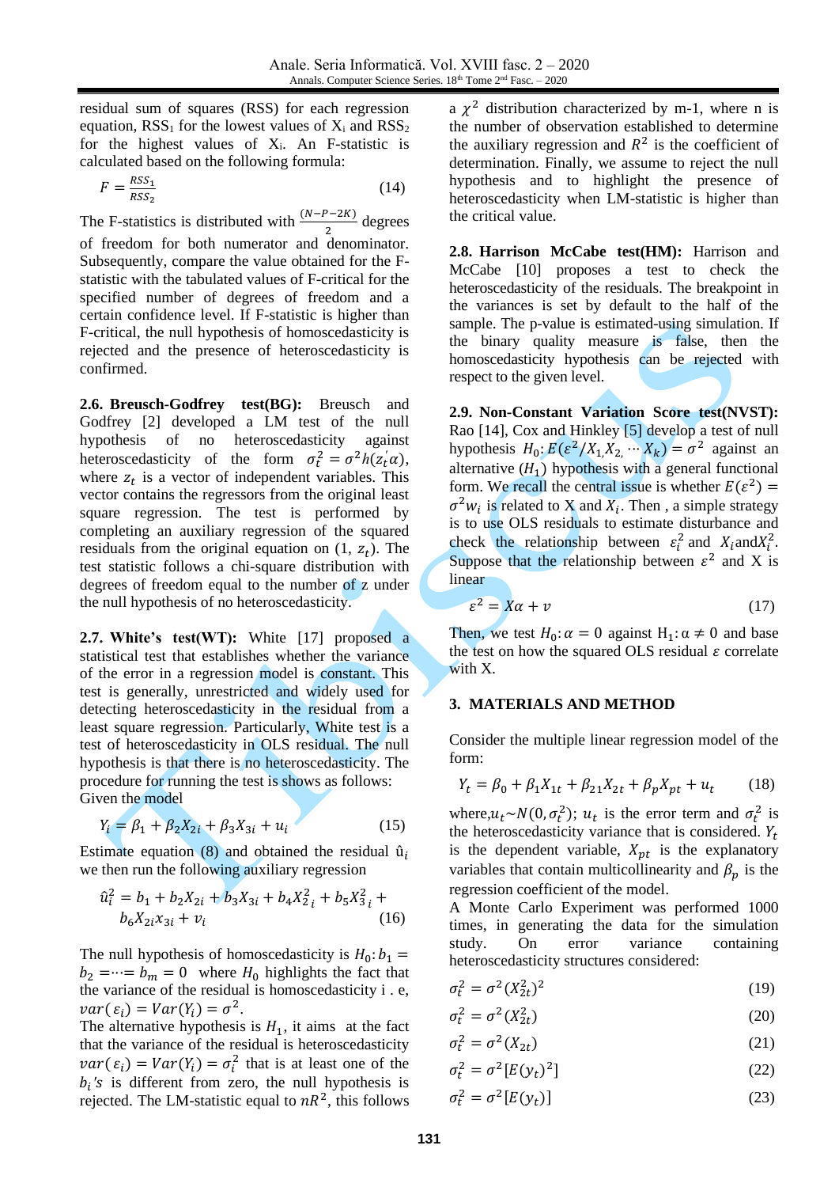residual sum of squares (RSS) for each regression equation, $RSS_1$ for the lowest values of $X_i$ and $RSS_2$ for the highest values of $X_i$. An F-statistic is calculated based on the following formula:

$$F = \frac{RSS_1}{RSS_2} \tag{14}$$

The F-statistics is distributed with $\frac{(N-P-2K)}{2}$ degrees of freedom for both numerator and denominator. Subsequently, compare the value obtained for the F-statistic with the tabulated values of F-critical for the specified number of degrees of freedom and a certain confidence level. If F-statistic is higher than F-critical, the null hypothesis of homoscedasticity is rejected and the presence of heteroscedasticity is confirmed.

**2.6. Breusch-Godfrey test(BG):** Breusch and Godfrey [2] developed a LM test of the null hypothesis of no heteroscedasticity against heteroscedasticity of the form $\sigma_t^2 = \sigma^2 h(z_t^{'}\alpha)$, where $z_t$ is a vector of independent variables. This vector contains the regressors from the original least square regression. The test is performed by completing an auxiliary regression of the squared residuals from the original equation on $(1, z_t)$. The test statistic follows a chi-square distribution with degrees of freedom equal to the number of z under the null hypothesis of no heteroscedasticity.

**2.7. White's test(WT):** White [17] proposed a statistical test that establishes whether the variance of the error in a regression model is constant. This test is generally, unrestricted and widely used for detecting heteroscedasticity in the residual from a least square regression. Particularly, White test is a test of heteroscedasticity in OLS residual. The null hypothesis is that there is no heteroscedasticity. The procedure for running the test is shows as follows: Given the model

$$Y_i = \beta_1 + \beta_2 X_{2i} + \beta_3 X_{3i} + u_i \tag{15}$$

Estimate equation (8) and obtained the residual $\hat{u}_i$ we then run the following auxiliary regression

$$\hat{u}_i^2 = b_1 + b_2 X_{2i} + b_3 X_{3i} + b_4 X_{2\,i}^2 + b_5 X_{3\,i}^2 + b_6 X_{2i} x_{3i} + v_i \tag{16}$$

The null hypothesis of homoscedasticity is $H_0: b_1 = b_2 = \cdots = b_m = 0$ where $H_0$ highlights the fact that the variance of the residual is homoscedasticity i . e, $var(\varepsilon_i) = Var(Y_i) = \sigma^2$.

The alternative hypothesis is $H_1$, it aims at the fact that the variance of the residual is heteroscedasticity $var(\varepsilon_i) = Var(Y_i) = \sigma_i^2$ that is at least one of the $b_i$'s is different from zero, the null hypothesis is rejected. The LM-statistic equal to $nR^2$, this follows a $\chi^2$ distribution characterized by m-1, where n is the number of observation established to determine the auxiliary regression and $R^2$ is the coefficient of determination. Finally, we assume to reject the null hypothesis and to highlight the presence of heteroscedasticity when LM-statistic is higher than the critical value.

**2.8. Harrison McCabe test(HM):** Harrison and McCabe [10] proposes a test to check the heteroscedasticity of the residuals. The breakpoint in the variances is set by default to the half of the sample. The p-value is estimated-using simulation. If the binary quality measure is false, then the homoscedasticity hypothesis can be rejected with respect to the given level.

**2.9. Non-Constant Variation Score test(NVST):** Rao [14], Cox and Hinkley [5] develop a test of null hypothesis $H_0: E(\varepsilon^2 / X_{1,} X_{2,} \cdots X_k) = \sigma^2$ against an alternative $(H_1)$ hypothesis with a general functional form. We recall the central issue is whether $E(\varepsilon^2) = \sigma^2 w_i$ is related to X and $X_i$. Then , a simple strategy is to use OLS residuals to estimate disturbance and check the relationship between $\varepsilon_i^2$ and $X_i$and$X_i^2$. Suppose that the relationship between $\varepsilon^2$ and X is linear

$$\varepsilon^2 = X\alpha + v \tag{17}$$

Then, we test $H_0: \alpha = 0$ against $H_1: \alpha \neq 0$ and base the test on how the squared OLS residual $\varepsilon$ correlate with X.

## 3. MATERIALS AND METHOD

Consider the multiple linear regression model of the form:

$$Y_t = \beta_0 + \beta_1 X_{1t} + \beta_{21} X_{2t} + \beta_p X_{pt} + u_t \tag{18}$$

where,$u_t \sim N(0, \sigma_t^2)$; $u_t$ is the error term and $\sigma_t^2$ is the heteroscedasticity variance that is considered. $Y_t$ is the dependent variable, $X_{pt}$ is the explanatory variables that contain multicollinearity and $\beta_p$ is the regression coefficient of the model.

A Monte Carlo Experiment was performed 1000 times, in generating the data for the simulation study. On error variance containing heteroscedasticity structures considered:

$$\sigma_t^2 = \sigma^2 (X_{2t}^2)^2 \tag{19}$$

$$\sigma_t^2 = \sigma^2 (X_{2t}^2) \tag{20}$$

$$\sigma_t^2 = \sigma^2 (X_{2t}) \tag{21}$$

$$\sigma_t^2 = \sigma^2 [E(y_t)^2] \tag{22}$$

$$\sigma_t^2 = \sigma^2 [E(y_t)] \tag{23}$$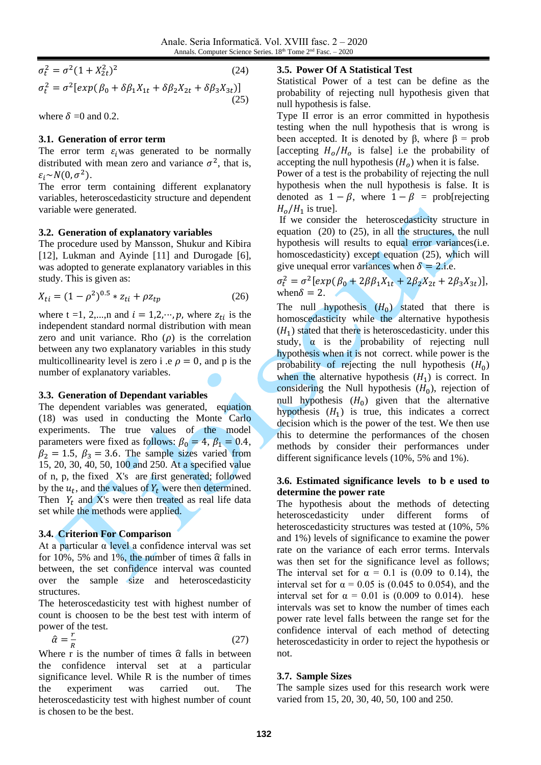$$\sigma_t^2 = \sigma^2(1 + X_{2t}^2)^2 \quad (24)$$

$$\sigma_t^2 = \sigma^2[exp(\beta_0 + \delta\beta_1 X_{1t} + \delta\beta_2 X_{2t} + \delta\beta_3 X_{3t})] \quad (25)$$

where $\delta$ =0 and 0.2.

### 3.1. Generation of error term

The error term $\varepsilon_i$ was generated to be normally distributed with mean zero and variance $\sigma^2$, that is, $\varepsilon_i \sim N(0, \sigma^2)$.

The error term containing different explanatory variables, heteroscedasticity structure and dependent variable were generated.

### 3.2. Generation of explanatory variables

The procedure used by Mansson, Shukur and Kibira [12], Lukman and Ayinde [11] and Durogade [6], was adopted to generate explanatory variables in this study. This is given as:

$$X_{ti} = (1 - \rho^2)^{0.5} * z_{ti} + \rho z_{tp} \quad (26)$$

where t =1, 2,...,n and $i = 1,2,\cdots,p$, where $z_{ti}$ is the independent standard normal distribution with mean zero and unit variance. Rho ($\rho$) is the correlation between any two explanatory variables in this study multicollinearity level is zero i .e $\rho = 0$, and p is the number of explanatory variables.

### 3.3. Generation of Dependant variables

The dependent variables was generated, equation (18) was used in conducting the Monte Carlo experiments. The true values of the model parameters were fixed as follows: $\beta_0 = 4$, $\beta_1 = 0.4$, $\beta_2 = 1.5$, $\beta_3 = 3.6$. The sample sizes varied from 15, 20, 30, 40, 50, 100 and 250. At a specified value of n, p, the fixed X's are first generated; followed by the $u_t$, and the values of $Y_t$ were then determined. Then $Y_t$ and X's were then treated as real life data set while the methods were applied.

### 3.4. Criterion For Comparison

At a particular α level a confidence interval was set for 10%, 5% and 1%, the number of times $\hat{\alpha}$ falls in between, the set confidence interval was counted over the sample size and heteroscedasticity structures.

The heteroscedasticity test with highest number of count is choosen to be the best test with interm of power of the test.

$$\hat{\alpha} = \frac{r}{R} \quad (27)$$

Where r is the number of times $\hat{\alpha}$ falls in between the confidence interval set at a particular significance level. While R is the number of times the experiment was carried out. The heteroscedasticity test with highest number of count is chosen to be the best.

### 3.5. Power Of A Statistical Test

Statistical Power of a test can be define as the probability of rejecting null hypothesis given that null hypothesis is false.

Type II error is an error committed in hypothesis testing when the null hypothesis that is wrong is been accepted. It is denoted by β, where β = prob [accepting $H_o/H_o$ is false] i.e the probability of accepting the null hypothesis ($H_o$) when it is false.

Power of a test is the probability of rejecting the null hypothesis when the null hypothesis is false. It is denoted as $1 - \beta$, where $1 - \beta$ = prob[rejecting $H_o/H_1$ is true].

If we consider the heteroscedasticity structure in equation (20) to (25), in all the structures, the null hypothesis will results to equal error variances(i.e. homoscedasticity) except equation (25), which will give unequal error variances when $\delta = 2$.i.e.

$\sigma_t^2 = \sigma^2[exp(\beta_0 + 2\beta\beta_1 X_{1t} + 2\beta_2 X_{2t} + 2\beta_3 X_{3t})]$, when $\delta = 2$.

The null hypothesis ($H_0$) stated that there is homoscedasticity while the alternative hypothesis ($H_1$) stated that there is heteroscedasticity. under this study, α is the probability of rejecting null hypothesis when it is not correct. while power is the probability of rejecting the null hypothesis ($H_0$) when the alternative hypothesis ($H_1$) is correct. In considering the Null hypothesis ($H_0$), rejection of null hypothesis ($H_0$) given that the alternative hypothesis ($H_1$) is true, this indicates a correct decision which is the power of the test. We then use this to determine the performances of the chosen methods by consider their performances under different significance levels (10%, 5% and 1%).

### 3.6. Estimated significance levels to b e used to determine the power rate

The hypothesis about the methods of detecting heteroscedasticity under different forms of heteroscedasticity structures was tested at (10%, 5% and 1%) levels of significance to examine the power rate on the variance of each error terms. Intervals was then set for the significance level as follows; The interval set for α = 0.1 is (0.09 to 0.14), the interval set for α = 0.05 is (0.045 to 0.054), and the interval set for α = 0.01 is (0.009 to 0.014). hese intervals was set to know the number of times each power rate level falls between the range set for the confidence interval of each method of detecting heteroscedasticity in order to reject the hypothesis or not.

### 3.7. Sample Sizes

The sample sizes used for this research work were varied from 15, 20, 30, 40, 50, 100 and 250.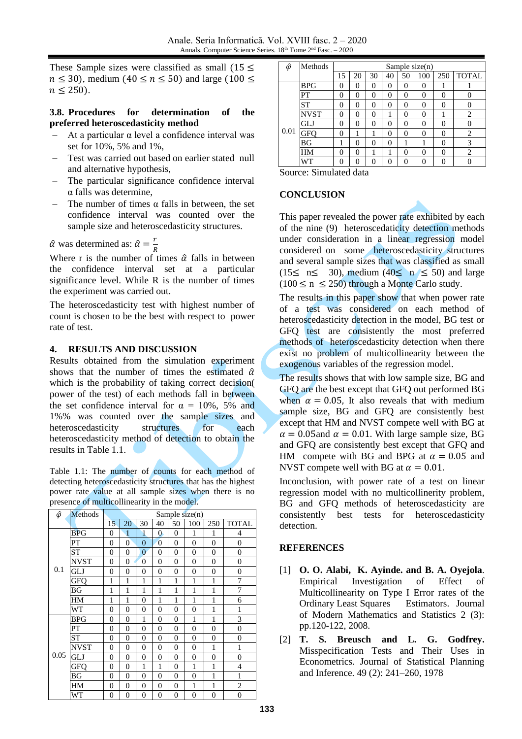These Sample sizes were classified as small ($15 \leq n \leq 30$), medium ($40 \leq n \leq 50$) and large ($100 \leq n \leq 250$).

### 3.8. Procedures for determination of the preferred heteroscedasticity method

- At a particular α level a confidence interval was set for 10%, 5% and 1%,
- Test was carried out based on earlier stated null and alternative hypothesis,
- The particular significance confidence interval α falls was determine,
- The number of times α falls in between, the set confidence interval was counted over the sample size and heteroscedasticity structures.

$\hat{\alpha}$ was determined as: $\hat{\alpha} = \frac{r}{R}$

Where r is the number of times $\hat{\alpha}$ falls in between the confidence interval set at a particular significance level. While R is the number of times the experiment was carried out.

The heteroscedasticity test with highest number of count is chosen to be the best with respect to power rate of test.

## 4. RESULTS AND DISCUSSION

Results obtained from the simulation experiment shows that the number of times the estimated $\hat{\alpha}$ which is the probability of taking correct decision( power of the test) of each methods fall in between the set confidence interval for α = 10%, 5% and 1%% was counted over the sample sizes and heteroscedasticity structures for each heteroscedasticity method of detection to obtain the results in Table 1.1.

Table 1.1: The number of counts for each method of detecting heteroscedasticity structures that has the highest power rate value at all sample sizes when there is no presence of multicollinearity in the model.

| $\hat{\varphi}$ | Methods | Sample size(n) | | | | | | | |
|---|---|---|---|---|---|---|---|---|---|
| | | 15 | 20 | 30 | 40 | 50 | 100 | 250 | TOTAL |
| 0.1 | BPG | 0 | 1 | 1 | 0 | 0 | 1 | 1 | 4 |
| | PT | 0 | 0 | 0 | 0 | 0 | 0 | 0 | 0 |
| | ST | 0 | 0 | 0 | 0 | 0 | 0 | 0 | 0 |
| | NVST | 0 | 0 | 0 | 0 | 0 | 0 | 0 | 0 |
| | GLJ | 0 | 0 | 0 | 0 | 0 | 0 | 0 | 0 |
| | GFQ | 1 | 1 | 1 | 1 | 1 | 1 | 1 | 7 |
| | BG | 1 | 1 | 1 | 1 | 1 | 1 | 1 | 7 |
| | HM | 1 | 1 | 0 | 1 | 1 | 1 | 1 | 6 |
| | WT | 0 | 0 | 0 | 0 | 0 | 0 | 1 | 1 |
| 0.05 | BPG | 0 | 0 | 1 | 0 | 0 | 1 | 1 | 3 |
| | PT | 0 | 0 | 0 | 0 | 0 | 0 | 0 | 0 |
| | ST | 0 | 0 | 0 | 0 | 0 | 0 | 0 | 0 |
| | NVST | 0 | 0 | 0 | 0 | 0 | 0 | 1 | 1 |
| | GLJ | 0 | 0 | 0 | 0 | 0 | 0 | 0 | 0 |
| | GFQ | 0 | 0 | 1 | 1 | 0 | 1 | 1 | 4 |
| | BG | 0 | 0 | 0 | 0 | 0 | 0 | 1 | 1 |
| | HM | 0 | 0 | 0 | 0 | 0 | 1 | 1 | 2 |
| | WT | 0 | 0 | 0 | 0 | 0 | 0 | 0 | 0 |
| 0.01 | BPG | 0 | 0 | 0 | 0 | 0 | 0 | 1 | 1 |
| | PT | 0 | 0 | 0 | 0 | 0 | 0 | 0 | 0 |
| | ST | 0 | 0 | 0 | 0 | 0 | 0 | 0 | 0 |
| | NVST | 0 | 0 | 0 | 1 | 0 | 0 | 1 | 2 |
| | GLJ | 0 | 0 | 0 | 0 | 0 | 0 | 0 | 0 |
| | GFQ | 0 | 1 | 1 | 0 | 0 | 0 | 0 | 2 |
| | BG | 1 | 0 | 0 | 0 | 1 | 1 | 0 | 3 |
| | HM | 0 | 0 | 1 | 1 | 0 | 0 | 0 | 2 |
| | WT | 0 | 0 | 0 | 0 | 0 | 0 | 0 | 0 |

Source: Simulated data

## CONCLUSION

This paper revealed the power rate exhibited by each of the nine (9) heteroscedaticity detection methods under consideration in a linear regression model considered on some heteroscedasticity structures and several sample sizes that was classified as small (15≤ n≤ 30), medium (40≤ n ≤ 50) and large (100 ≤ n ≤ 250) through a Monte Carlo study.

The results in this paper show that when power rate of a test was considered on each method of heteroscedasticity detection in the model, BG test or GFQ test are consistently the most preferred methods of heteroscedasticity detection when there exist no problem of multicollinearity between the exogenous variables of the regression model.

The results shows that with low sample size, BG and GFQ are the best except that GFQ out performed BG when $\alpha = 0.05$, It also reveals that with medium sample size, BG and GFQ are consistently best except that HM and NVST compete well with BG at $\alpha = 0.05$and $\alpha = 0.01$. With large sample size, BG and GFQ are consistently best except that GFQ and HM compete with BG and BPG at $\alpha = 0.05$ and NVST compete well with BG at $\alpha = 0.01$.

Inconclusion, with power rate of a test on linear regression model with no multicollinearity problem, BG and GFQ methods of heteroscedasticity are consistently best tests for heteroscedasticity detection.

## REFERENCES

[1] **O. O. Alabi, K. Ayinde. and B. A. Oyejola**. Empirical Investigation of Effect of Multicollinearity on Type I Error rates of the Ordinary Least Squares Estimators. Journal of Modern Mathematics and Statistics 2 (3): pp.120-122, 2008.

[2] **T. S. Breusch and L. G. Godfrey.** Misspecification Tests and Their Uses in Econometrics. Journal of Statistical Planning and Inference. 49 (2): 241–260, 1978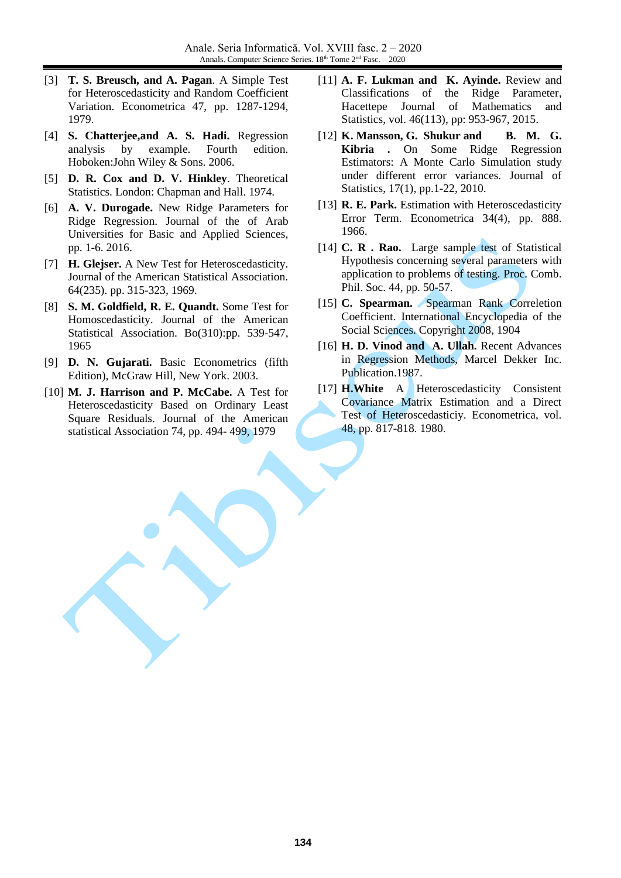[3] **T. S. Breusch, and A. Pagan**. A Simple Test for Heteroscedasticity and Random Coefficient Variation. Econometrica 47, pp. 1287-1294, 1979.

[4] **S. Chatterjee,and A. S. Hadi.** Regression analysis by example. Fourth edition. Hoboken:John Wiley & Sons. 2006.

[5] **D. R. Cox and D. V. Hinkley**. Theoretical Statistics. London: Chapman and Hall. 1974.

[6] **A. V. Durogade.** New Ridge Parameters for Ridge Regression. Journal of the of Arab Universities for Basic and Applied Sciences, pp. 1-6. 2016.

[7] **H. Glejser.** A New Test for Heteroscedasticity. Journal of the American Statistical Association. 64(235). pp. 315-323, 1969.

[8] **S. M. Goldfield, R. E. Quandt.** Some Test for Homoscedasticity. Journal of the American Statistical Association. Bo(310):pp. 539-547, 1965

[9] **D. N. Gujarati.** Basic Econometrics (fifth Edition), McGraw Hill, New York. 2003.

[10] **M. J. Harrison and P. McCabe.** A Test for Heteroscedasticity Based on Ordinary Least Square Residuals. Journal of the American statistical Association 74, pp. 494- 499, 1979

[11] **A. F. Lukman and K. Ayinde.** Review and Classifications of the Ridge Parameter, Hacettepe Journal of Mathematics and Statistics, vol. 46(113), pp: 953-967, 2015.

[12] **K. Mansson, G. Shukur and B. M. G. Kibria .** On Some Ridge Regression Estimators: A Monte Carlo Simulation study under different error variances. Journal of Statistics, 17(1), pp.1-22, 2010.

[13] **R. E. Park.** Estimation with Heteroscedasticity Error Term. Econometrica 34(4), pp. 888. 1966.

[14] **C. R . Rao.** Large sample test of Statistical Hypothesis concerning several parameters with application to problems of testing. Proc. Comb. Phil. Soc. 44, pp. 50-57.

[15] **C. Spearman.** Spearman Rank Correletion Coefficient. International Encyclopedia of the Social Sciences. Copyright 2008, 1904

[16] **H. D. Vinod and A. Ullah.** Recent Advances in Regression Methods, Marcel Dekker Inc. Publication.1987.

[17] **H.White** A Heteroscedasticity Consistent Covariance Matrix Estimation and a Direct Test of Heteroscedasticiy. Econometrica, vol. 48, pp. 817-818. 1980.